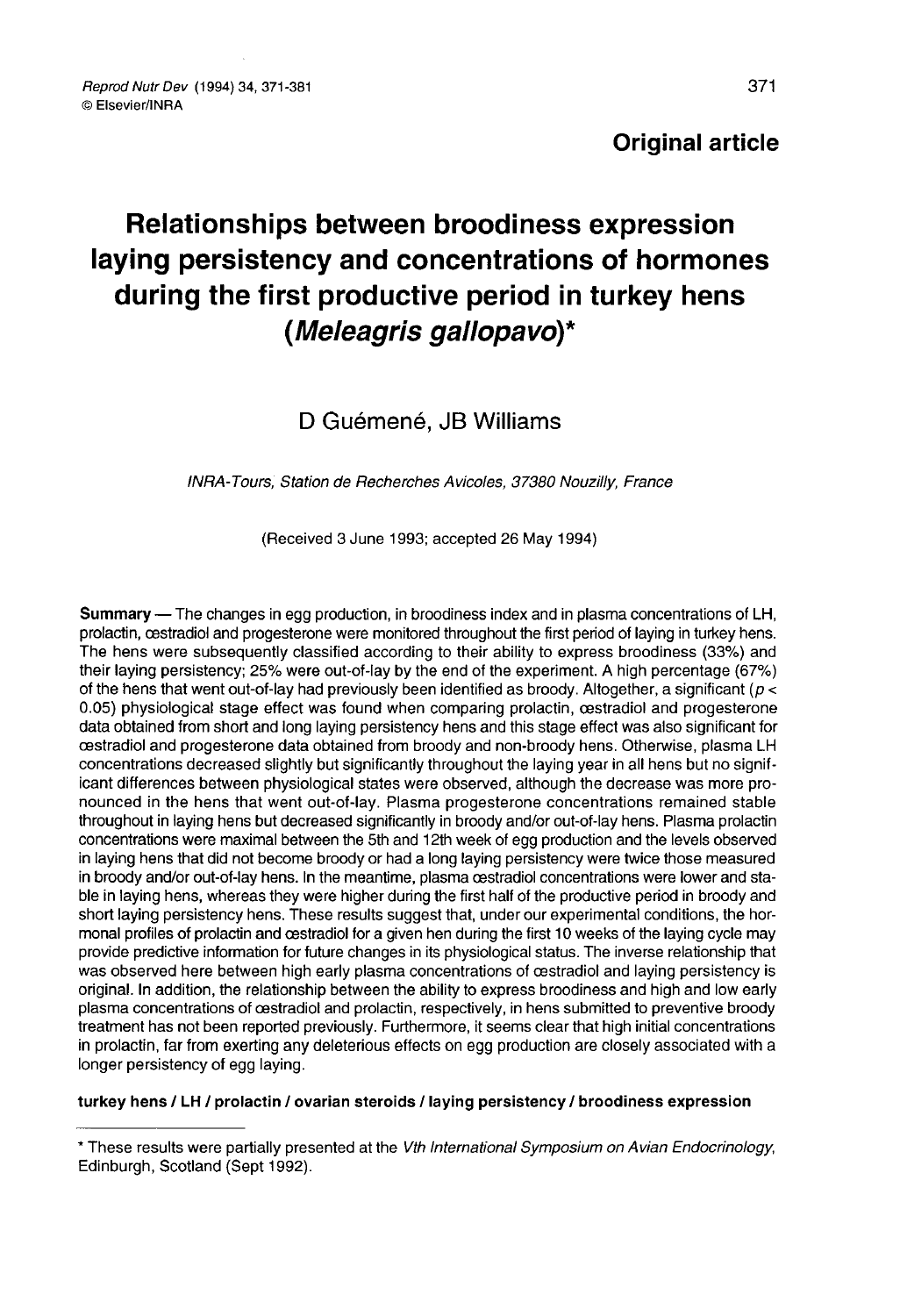**Original article**

# Relationships between broodiness expression laying persistency and concentrations of hormones during the first productive period in turkey hens (*Meleagris gallopavo*)*

D Guémené, JB Williams

*INRA-Tours, Station de Recherches Avicoles, 37380 Nouzilly, France*

(Received 3 June 1993; accepted 26 May 1994)

**Summary** — The changes in egg production, in broodiness index and in plasma concentrations of LH, prolactin, œstradiol and progesterone were monitored throughout the first period of laying in turkey hens. The hens were subsequently classified according to their ability to express broodiness (33%) and their laying persistency; 25% were out-of-lay by the end of the experiment. A high percentage (67%) of the hens that went out-of-lay had previously been identified as broody. Altogether, a significant ($p < 0.05$) physiological stage effect was found when comparing prolactin, œstradiol and progesterone data obtained from short and long laying persistency hens and this stage effect was also significant for œstradiol and progesterone data obtained from broody and non-broody hens. Otherwise, plasma LH concentrations decreased slightly but significantly throughout the laying year in all hens but no significant differences between physiological states were observed, although the decrease was more pronounced in the hens that went out-of-lay. Plasma progesterone concentrations remained stable throughout in laying hens but decreased significantly in broody and/or out-of-lay hens. Plasma prolactin concentrations were maximal between the 5th and 12th week of egg production and the levels observed in laying hens that did not become broody or had a long laying persistency were twice those measured in broody and/or out-of-lay hens. In the meantime, plasma œstradiol concentrations were lower and stable in laying hens, whereas they were higher during the first half of the productive period in broody and short laying persistency hens. These results suggest that, under our experimental conditions, the hormonal profiles of prolactin and œstradiol for a given hen during the first 10 weeks of the laying cycle may provide predictive information for future changes in its physiological status. The inverse relationship that was observed here between high early plasma concentrations of œstradiol and laying persistency is original. In addition, the relationship between the ability to express broodiness and high and low early plasma concentrations of œstradiol and prolactin, respectively, in hens submitted to preventive broody treatment has not been reported previously. Furthermore, it seems clear that high initial concentrations in prolactin, far from exerting any deleterious effects on egg production are closely associated with a longer persistency of egg laying.

**turkey hens / LH / prolactin / ovarian steroids / laying persistency / broodiness expression**

---

\* These results were partially presented at the *Vth International Symposium on Avian Endocrinology*, Edinburgh, Scotland (Sept 1992).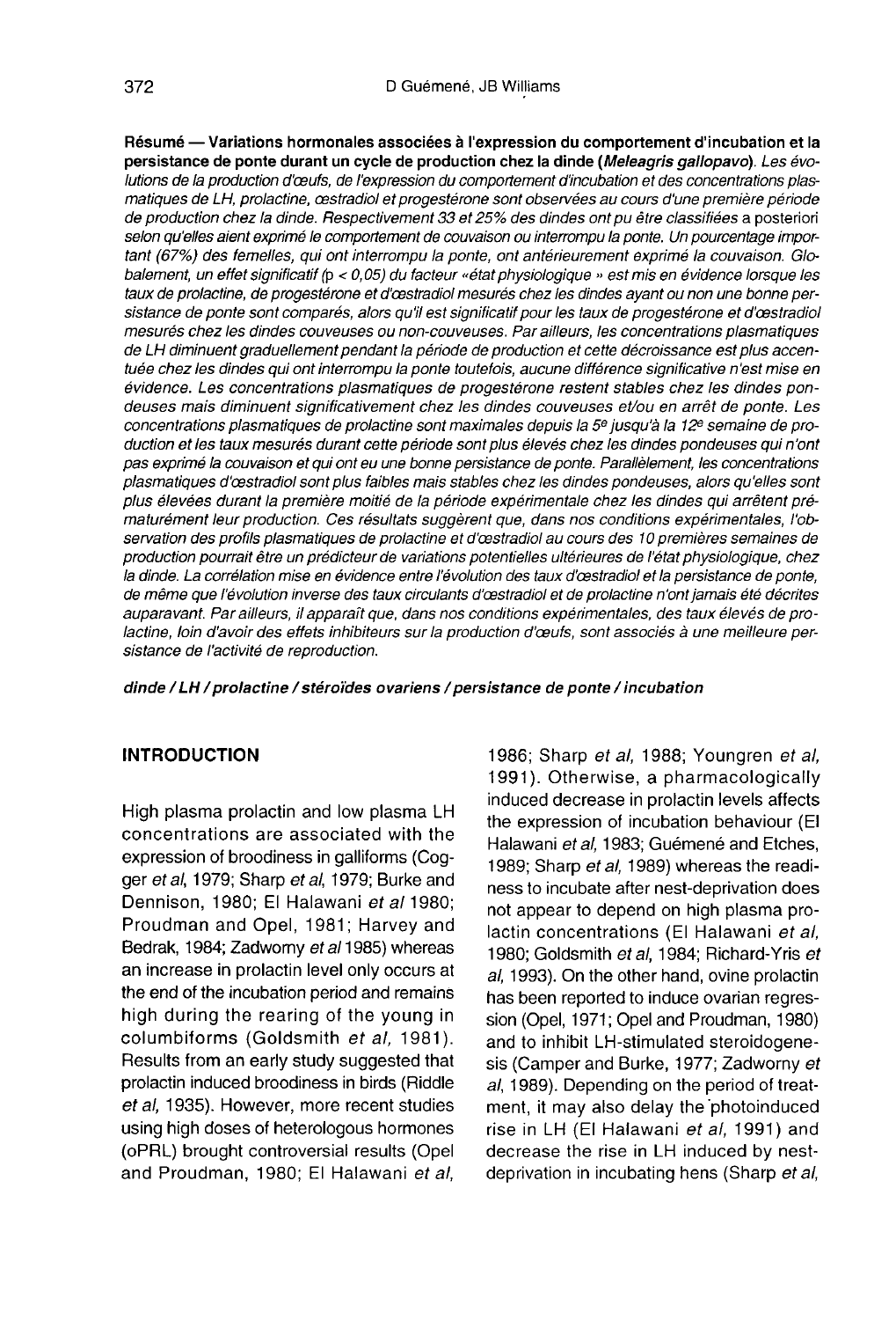**Résumé — Variations hormonales associées à l'expression du comportement d'incubation et la persistance de ponte durant un cycle de production chez la dinde (*Meleagris gallopavo*).** *Les évolutions de la production d'œufs, de l'expression du comportement d'incubation et des concentrations plasmatiques de LH, prolactine, œstradiol et progestérone sont observées au cours d'une première période de production chez la dinde. Respectivement 33 et 25% des dindes ont pu être classifiées* a posteriori *selon qu'elles aient exprimé le comportement de couvaison ou interrompu la ponte. Un pourcentage important (67%) des femelles, qui ont interrompu la ponte, ont antérieurement exprimé la couvaison. Globalement, un effet significatif (p < 0,05) du facteur «état physiologique » est mis en évidence lorsque les taux de prolactine, de progestérone et d'œstradiol mesurés chez les dindes ayant ou non une bonne persistance de ponte sont comparés, alors qu'il est significatif pour les taux de progestérone et d'œstradiol mesurés chez les dindes couveuses ou non-couveuses. Par ailleurs, les concentrations plasmatiques de LH diminuent graduellement pendant la période de production et cette décroissance est plus accentuée chez les dindes qui ont interrompu la ponte toutefois, aucune différence significative n'est mise en évidence. Les concentrations plasmatiques de progestérone restent stables chez les dindes pondeuses mais diminuent significativement chez les dindes couveuses et/ou en arrêt de ponte. Les concentrations plasmatiques de prolactine sont maximales depuis la 5e jusqu'à la 12e semaine de production et les taux mesurés durant cette période sont plus élevés chez les dindes pondeuses qui n'ont pas exprimé la couvaison et qui ont eu une bonne persistance de ponte. Parallèlement, les concentrations plasmatiques d'œstradiol sont plus faibles mais stables chez les dindes pondeuses, alors qu'elles sont plus élevées durant la première moitié de la période expérimentale chez les dindes qui arrêtent prématurément leur production. Ces résultats suggèrent que, dans nos conditions expérimentales, l'observation des profils plasmatiques de prolactine et d'œstradiol au cours des 10 premières semaines de production pourrait être un prédicteur de variations potentielles ultérieures de l'état physiologique, chez la dinde. La corrélation mise en évidence entre l'évolution des taux d'œstradiol et la persistance de ponte, de même que l'évolution inverse des taux circulants d'œstradiol et de prolactine n'ont jamais été décrites auparavant. Par ailleurs, il apparaît que, dans nos conditions expérimentales, des taux élevés de prolactine, loin d'avoir des effets inhibiteurs sur la production d'œufs, sont associés à une meilleure persistance de l'activité de reproduction.*

***dinde / LH / prolactine / stéroïdes ovariens / persistance de ponte / incubation***

## INTRODUCTION

High plasma prolactin and low plasma LH concentrations are associated with the expression of broodiness in galliforms (Cogger *et al*, 1979; Sharp *et al*, 1979; Burke and Dennison, 1980; El Halawani *et al* 1980; Proudman and Opel, 1981; Harvey and Bedrak, 1984; Zadworny *et al* 1985) whereas an increase in prolactin level only occurs at the end of the incubation period and remains high during the rearing of the young in columbiforms (Goldsmith *et al*, 1981). Results from an early study suggested that prolactin induced broodiness in birds (Riddle *et al*, 1935). However, more recent studies using high doses of heterologous hormones (oPRL) brought controversial results (Opel and Proudman, 1980; El Halawani *et al*, 1986; Sharp *et al*, 1988; Youngren *et al*, 1991). Otherwise, a pharmacologically induced decrease in prolactin levels affects the expression of incubation behaviour (El Halawani *et al*, 1983; Guémené and Etches, 1989; Sharp *et al*, 1989) whereas the readiness to incubate after nest-deprivation does not appear to depend on high plasma prolactin concentrations (El Halawani *et al*, 1980; Goldsmith *et al*, 1984; Richard-Yris *et al*, 1993). On the other hand, ovine prolactin has been reported to induce ovarian regression (Opel, 1971; Opel and Proudman, 1980) and to inhibit LH-stimulated steroidogenesis (Camper and Burke, 1977; Zadworny *et al*, 1989). Depending on the period of treatment, it may also delay the photoinduced rise in LH (El Halawani *et al*, 1991) and decrease the rise in LH induced by nest-deprivation in incubating hens (Sharp *et al*,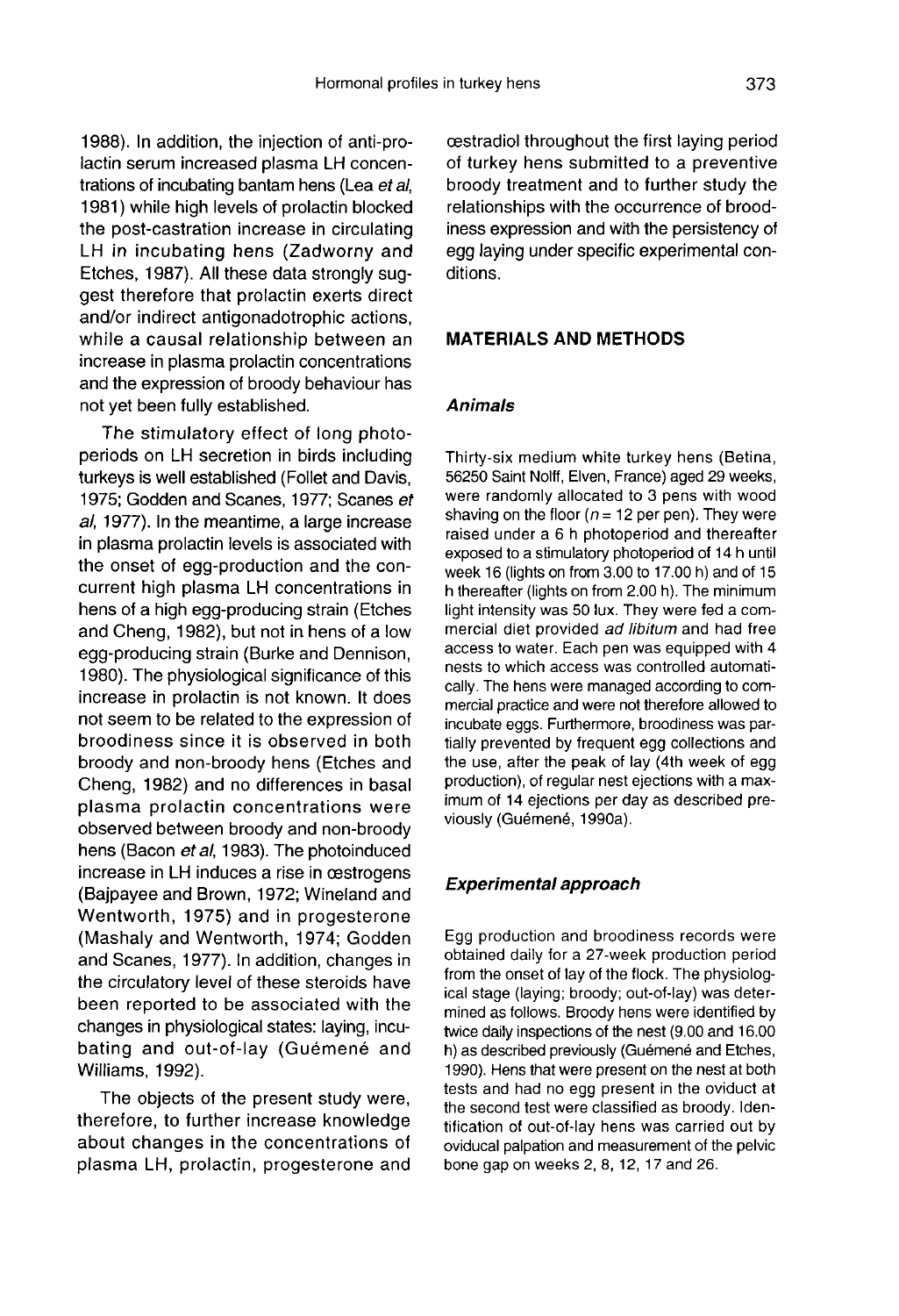1988). In addition, the injection of anti-prolactin serum increased plasma LH concentrations of incubating bantam hens (Lea *et al*, 1981) while high levels of prolactin blocked the post-castration increase in circulating LH in incubating hens (Zadworny and Etches, 1987). All these data strongly suggest therefore that prolactin exerts direct and/or indirect antigonadotrophic actions, while a causal relationship between an increase in plasma prolactin concentrations and the expression of broody behaviour has not yet been fully established.

The stimulatory effect of long photoperiods on LH secretion in birds including turkeys is well established (Follet and Davis, 1975; Godden and Scanes, 1977; Scanes *et al*, 1977). In the meantime, a large increase in plasma prolactin levels is associated with the onset of egg-production and the concurrent high plasma LH concentrations in hens of a high egg-producing strain (Etches and Cheng, 1982), but not in hens of a low egg-producing strain (Burke and Dennison, 1980). The physiological significance of this increase in prolactin is not known. It does not seem to be related to the expression of broodiness since it is observed in both broody and non-broody hens (Etches and Cheng, 1982) and no differences in basal plasma prolactin concentrations were observed between broody and non-broody hens (Bacon *et al*, 1983). The photoinduced increase in LH induces a rise in œstrogens (Bajpayee and Brown, 1972; Wineland and Wentworth, 1975) and in progesterone (Mashaly and Wentworth, 1974; Godden and Scanes, 1977). In addition, changes in the circulatory level of these steroids have been reported to be associated with the changes in physiological states: laying, incubating and out-of-lay (Guémené and Williams, 1992).

The objects of the present study were, therefore, to further increase knowledge about changes in the concentrations of plasma LH, prolactin, progesterone and œstradiol throughout the first laying period of turkey hens submitted to a preventive broody treatment and to further study the relationships with the occurrence of broodiness expression and with the persistency of egg laying under specific experimental conditions.

## MATERIALS AND METHODS

### *Animals*

Thirty-six medium white turkey hens (Betina, 56250 Saint Nolff, Elven, France) aged 29 weeks, were randomly allocated to 3 pens with wood shaving on the floor ($n = 12$ per pen). They were raised under a 6 h photoperiod and thereafter exposed to a stimulatory photoperiod of 14 h until week 16 (lights on from 3.00 to 17.00 h) and of 15 h thereafter (lights on from 2.00 h). The minimum light intensity was 50 lux. They were fed a commercial diet provided *ad libitum* and had free access to water. Each pen was equipped with 4 nests to which access was controlled automatically. The hens were managed according to commercial practice and were not therefore allowed to incubate eggs. Furthermore, broodiness was partially prevented by frequent egg collections and the use, after the peak of lay (4th week of egg production), of regular nest ejections with a maximum of 14 ejections per day as described previously (Guémené, 1990a).

### *Experimental approach*

Egg production and broodiness records were obtained daily for a 27-week production period from the onset of lay of the flock. The physiological stage (laying; broody; out-of-lay) was determined as follows. Broody hens were identified by twice daily inspections of the nest (9.00 and 16.00 h) as described previously (Guémené and Etches, 1990). Hens that were present on the nest at both tests and had no egg present in the oviduct at the second test were classified as broody. Identification of out-of-lay hens was carried out by oviducal palpation and measurement of the pelvic bone gap on weeks 2, 8, 12, 17 and 26.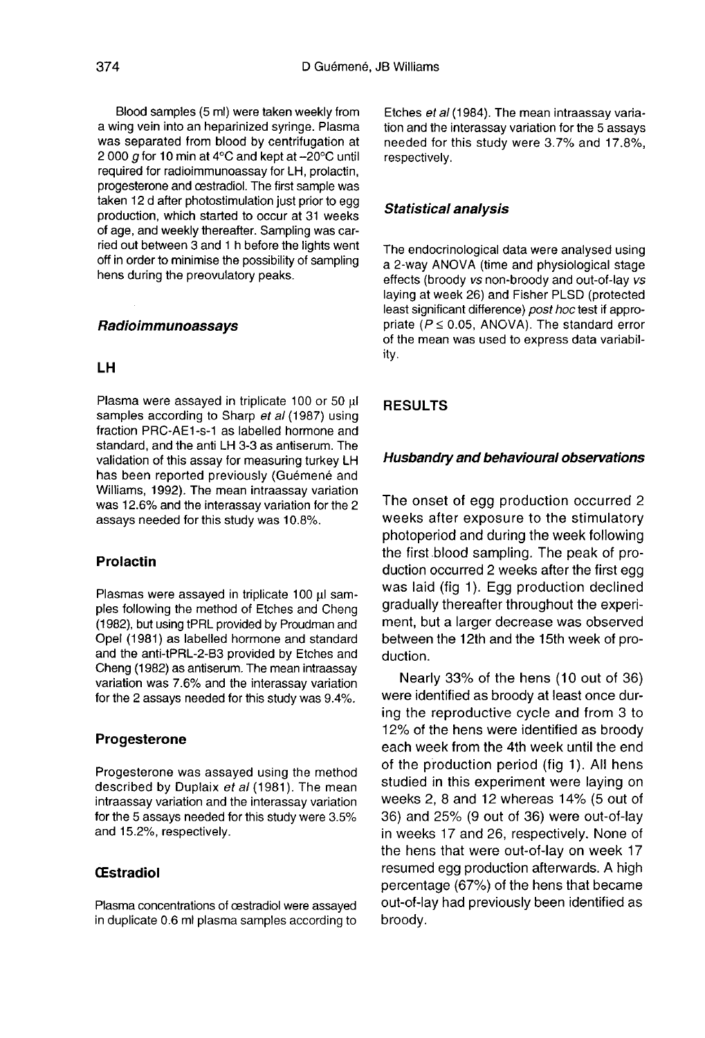Blood samples (5 ml) were taken weekly from a wing vein into an heparinized syringe. Plasma was separated from blood by centrifugation at 2 000 *g* for 10 min at 4°C and kept at –20°C until required for radioimmunoassay for LH, prolactin, progesterone and œstradiol. The first sample was taken 12 d after photostimulation just prior to egg production, which started to occur at 31 weeks of age, and weekly thereafter. Sampling was carried out between 3 and 1 h before the lights went off in order to minimise the possibility of sampling hens during the preovulatory peaks.

### *Radioimmunoassays*

#### LH

Plasma were assayed in triplicate 100 or 50 µl samples according to Sharp *et al* (1987) using fraction PRC-AE1-s-1 as labelled hormone and standard, and the anti LH 3-3 as antiserum. The validation of this assay for measuring turkey LH has been reported previously (Guémené and Williams, 1992). The mean intraassay variation was 12.6% and the interassay variation for the 2 assays needed for this study was 10.8%.

#### Prolactin

Plasmas were assayed in triplicate 100 µl samples following the method of Etches and Cheng (1982), but using tPRL provided by Proudman and Opel (1981) as labelled hormone and standard and the anti-tPRL-2-B3 provided by Etches and Cheng (1982) as antiserum. The mean intraassay variation was 7.6% and the interassay variation for the 2 assays needed for this study was 9.4%.

#### Progesterone

Progesterone was assayed using the method described by Duplaix *et al* (1981). The mean intraassay variation and the interassay variation for the 5 assays needed for this study were 3.5% and 15.2%, respectively.

#### Œstradiol

Plasma concentrations of œstradiol were assayed in duplicate 0.6 ml plasma samples according to Etches *et al* (1984). The mean intraassay variation and the interassay variation for the 5 assays needed for this study were 3.7% and 17.8%, respectively.

### *Statistical analysis*

The endocrinological data were analysed using a 2-way ANOVA (time and physiological stage effects (broody *vs* non-broody and out-of-lay *vs* laying at week 26) and Fisher PLSD (protected least significant difference) *post hoc* test if appropriate ($P \leq 0.05$, ANOVA). The standard error of the mean was used to express data variability.

## RESULTS

### *Husbandry and behavioural observations*

The onset of egg production occurred 2 weeks after exposure to the stimulatory photoperiod and during the week following the first blood sampling. The peak of production occurred 2 weeks after the first egg was laid (fig 1). Egg production declined gradually thereafter throughout the experiment, but a larger decrease was observed between the 12th and the 15th week of production.

Nearly 33% of the hens (10 out of 36) were identified as broody at least once during the reproductive cycle and from 3 to 12% of the hens were identified as broody each week from the 4th week until the end of the production period (fig 1). All hens studied in this experiment were laying on weeks 2, 8 and 12 whereas 14% (5 out of 36) and 25% (9 out of 36) were out-of-lay in weeks 17 and 26, respectively. None of the hens that were out-of-lay on week 17 resumed egg production afterwards. A high percentage (67%) of the hens that became out-of-lay had previously been identified as broody.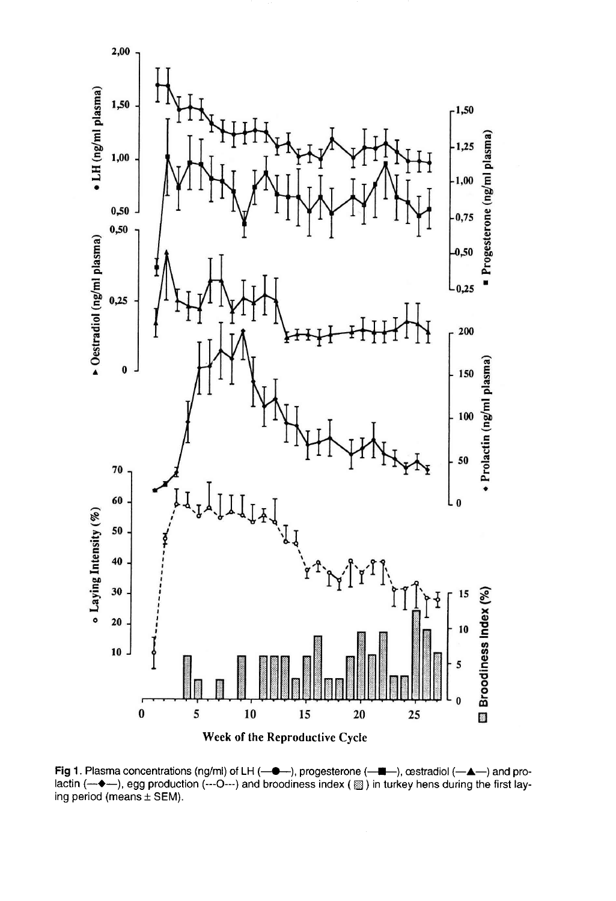**Fig 1.** Plasma concentrations (ng/ml) of LH (—●—), progesterone (—■—), œstradiol (—▲—) and prolactin (—♦—), egg production (---O---) and broodiness index (▩) in turkey hens during the first laying period (means ± SEM).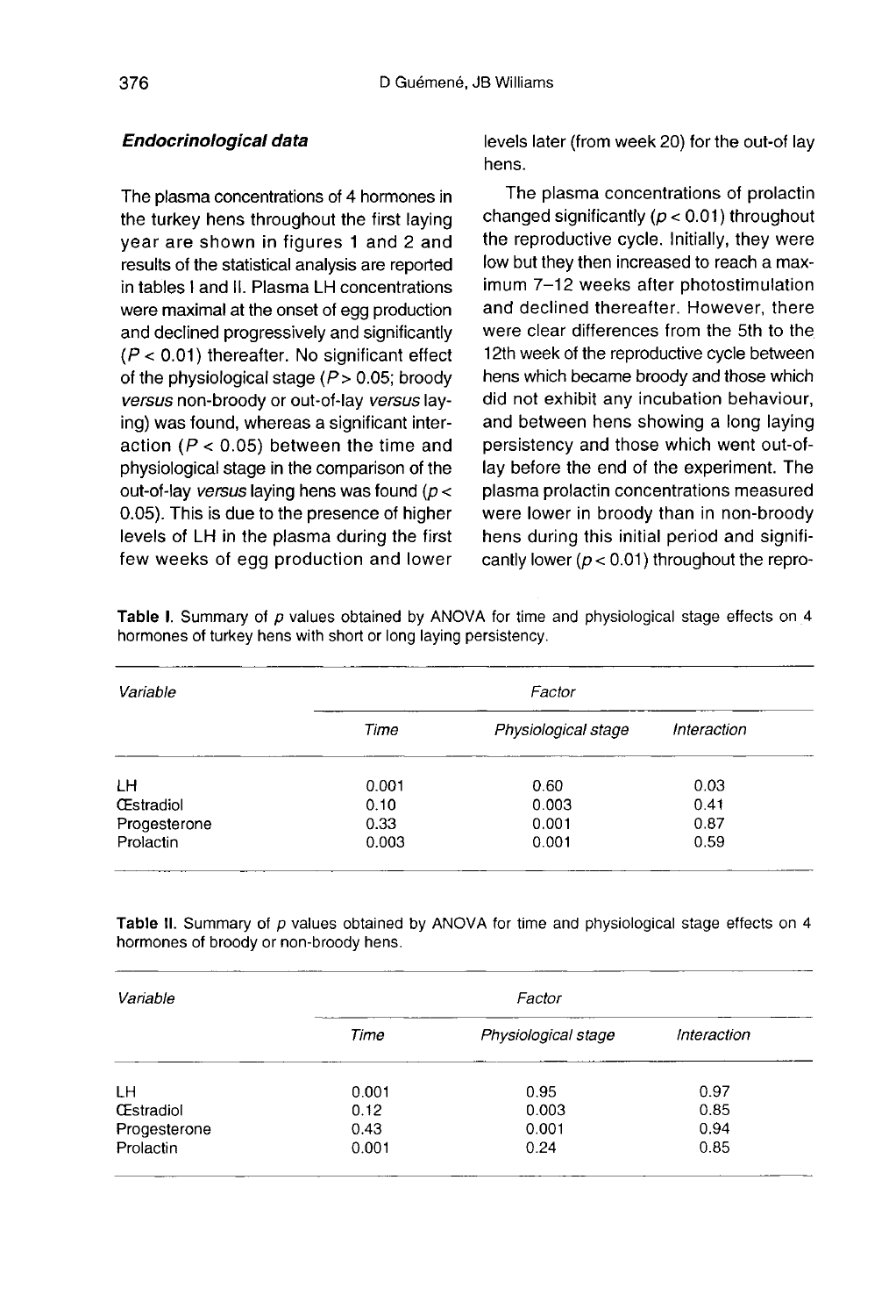### *Endocrinological data*

The plasma concentrations of 4 hormones in the turkey hens throughout the first laying year are shown in figures 1 and 2 and results of the statistical analysis are reported in tables I and II. Plasma LH concentrations were maximal at the onset of egg production and declined progressively and significantly ($P < 0.01$) thereafter. No significant effect of the physiological stage ($P > 0.05$; broody *versus* non-broody or out-of-lay *versus* laying) was found, whereas a significant interaction ($P < 0.05$) between the time and physiological stage in the comparison of the out-of-lay *versus* laying hens was found ($p < 0.05$). This is due to the presence of higher levels of LH in the plasma during the first few weeks of egg production and lower levels later (from week 20) for the out-of lay hens.

The plasma concentrations of prolactin changed significantly ($p < 0.01$) throughout the reproductive cycle. Initially, they were low but they then increased to reach a maximum 7–12 weeks after photostimulation and declined thereafter. However, there were clear differences from the 5th to the 12th week of the reproductive cycle between hens which became broody and those which did not exhibit any incubation behaviour, and between hens showing a long laying persistency and those which went out-of-lay before the end of the experiment. The plasma prolactin concentrations measured were lower in broody than in non-broody hens during this initial period and significantly lower ($p < 0.01$) throughout the repro-

**Table I.** Summary of *p* values obtained by ANOVA for time and physiological stage effects on 4 hormones of turkey hens with short or long laying persistency.

| *Variable* | *Factor* | | |
|---|---|---|---|
| | *Time* | *Physiological stage* | *Interaction* |
| LH | 0.001 | 0.60 | 0.03 |
| Œstradiol | 0.10 | 0.003 | 0.41 |
| Progesterone | 0.33 | 0.001 | 0.87 |
| Prolactin | 0.003 | 0.001 | 0.59 |

**Table II.** Summary of *p* values obtained by ANOVA for time and physiological stage effects on 4 hormones of broody or non-broody hens.

| *Variable* | *Factor* | | |
|---|---|---|---|
| | *Time* | *Physiological stage* | *Interaction* |
| LH | 0.001 | 0.95 | 0.97 |
| Œstradiol | 0.12 | 0.003 | 0.85 |
| Progesterone | 0.43 | 0.001 | 0.94 |
| Prolactin | 0.001 | 0.24 | 0.85 |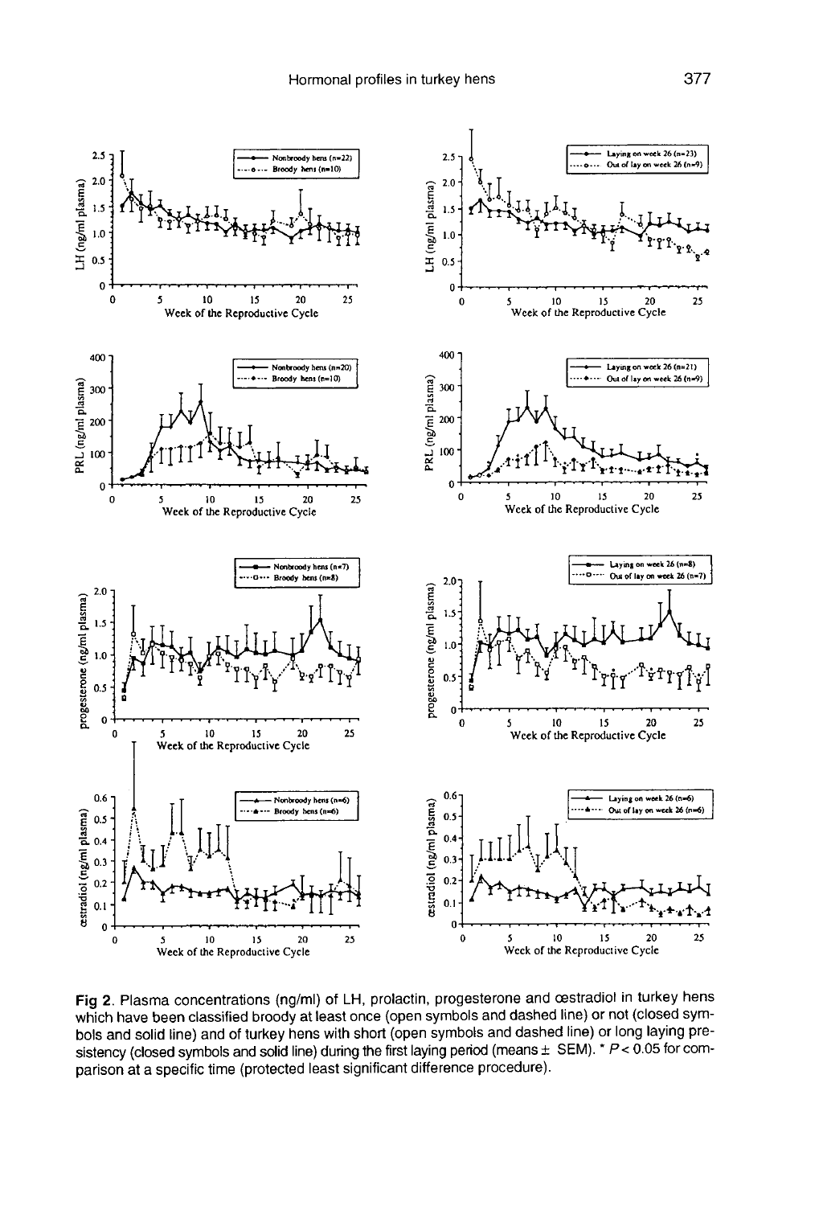**Fig 2**. Plasma concentrations (ng/ml) of LH, prolactin, progesterone and œstradiol in turkey hens which have been classified broody at least once (open symbols and dashed line) or not (closed symbols and solid line) and of turkey hens with short (open symbols and dashed line) or long laying presistency (closed symbols and solid line) during the first laying period (means ± SEM). * $P < 0.05$ for comparison at a specific time (protected least significant difference procedure).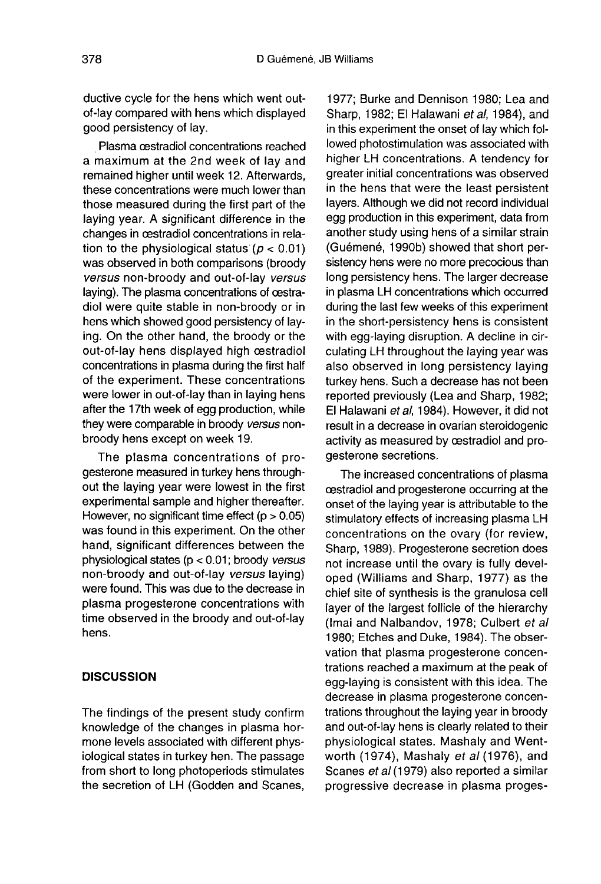ductive cycle for the hens which went out-of-lay compared with hens which displayed good persistency of lay.

Plasma œstradiol concentrations reached a maximum at the 2nd week of lay and remained higher until week 12. Afterwards, these concentrations were much lower than those measured during the first part of the laying year. A significant difference in the changes in œstradiol concentrations in relation to the physiological status ($p < 0.01$) was observed in both comparisons (broody *versus* non-broody and out-of-lay *versus* laying). The plasma concentrations of œstradiol were quite stable in non-broody or in hens which showed good persistency of laying. On the other hand, the broody or the out-of-lay hens displayed high œstradiol concentrations in plasma during the first half of the experiment. These concentrations were lower in out-of-lay than in laying hens after the 17th week of egg production, while they were comparable in broody *versus* non-broody hens except on week 19.

The plasma concentrations of progesterone measured in turkey hens throughout the laying year were lowest in the first experimental sample and higher thereafter. However, no significant time effect ($p > 0.05$) was found in this experiment. On the other hand, significant differences between the physiological states ($p < 0.01$; broody *versus* non-broody and out-of-lay *versus* laying) were found. This was due to the decrease in plasma progesterone concentrations with time observed in the broody and out-of-lay hens.

## DISCUSSION

The findings of the present study confirm knowledge of the changes in plasma hormone levels associated with different physiological states in turkey hen. The passage from short to long photoperiods stimulates the secretion of LH (Godden and Scanes, 1977; Burke and Dennison 1980; Lea and Sharp, 1982; El Halawani *et al*, 1984), and in this experiment the onset of lay which followed photostimulation was associated with higher LH concentrations. A tendency for greater initial concentrations was observed in the hens that were the least persistent layers. Although we did not record individual egg production in this experiment, data from another study using hens of a similar strain (Guémené, 1990b) showed that short persistency hens were no more precocious than long persistency hens. The larger decrease in plasma LH concentrations which occurred during the last few weeks of this experiment in the short-persistency hens is consistent with egg-laying disruption. A decline in circulating LH throughout the laying year was also observed in long persistency laying turkey hens. Such a decrease has not been reported previously (Lea and Sharp, 1982; El Halawani *et al*, 1984). However, it did not result in a decrease in ovarian steroidogenic activity as measured by œstradiol and progesterone secretions.

The increased concentrations of plasma œstradiol and progesterone occurring at the onset of the laying year is attributable to the stimulatory effects of increasing plasma LH concentrations on the ovary (for review, Sharp, 1989). Progesterone secretion does not increase until the ovary is fully developed (Williams and Sharp, 1977) as the chief site of synthesis is the granulosa cell layer of the largest follicle of the hierarchy (Imai and Nalbandov, 1978; Culbert *et al* 1980; Etches and Duke, 1984). The observation that plasma progesterone concentrations reached a maximum at the peak of egg-laying is consistent with this idea. The decrease in plasma progesterone concentrations throughout the laying year in broody and out-of-lay hens is clearly related to their physiological states. Mashaly and Wentworth (1974), Mashaly *et al* (1976), and Scanes *et al* (1979) also reported a similar progressive decrease in plasma proges-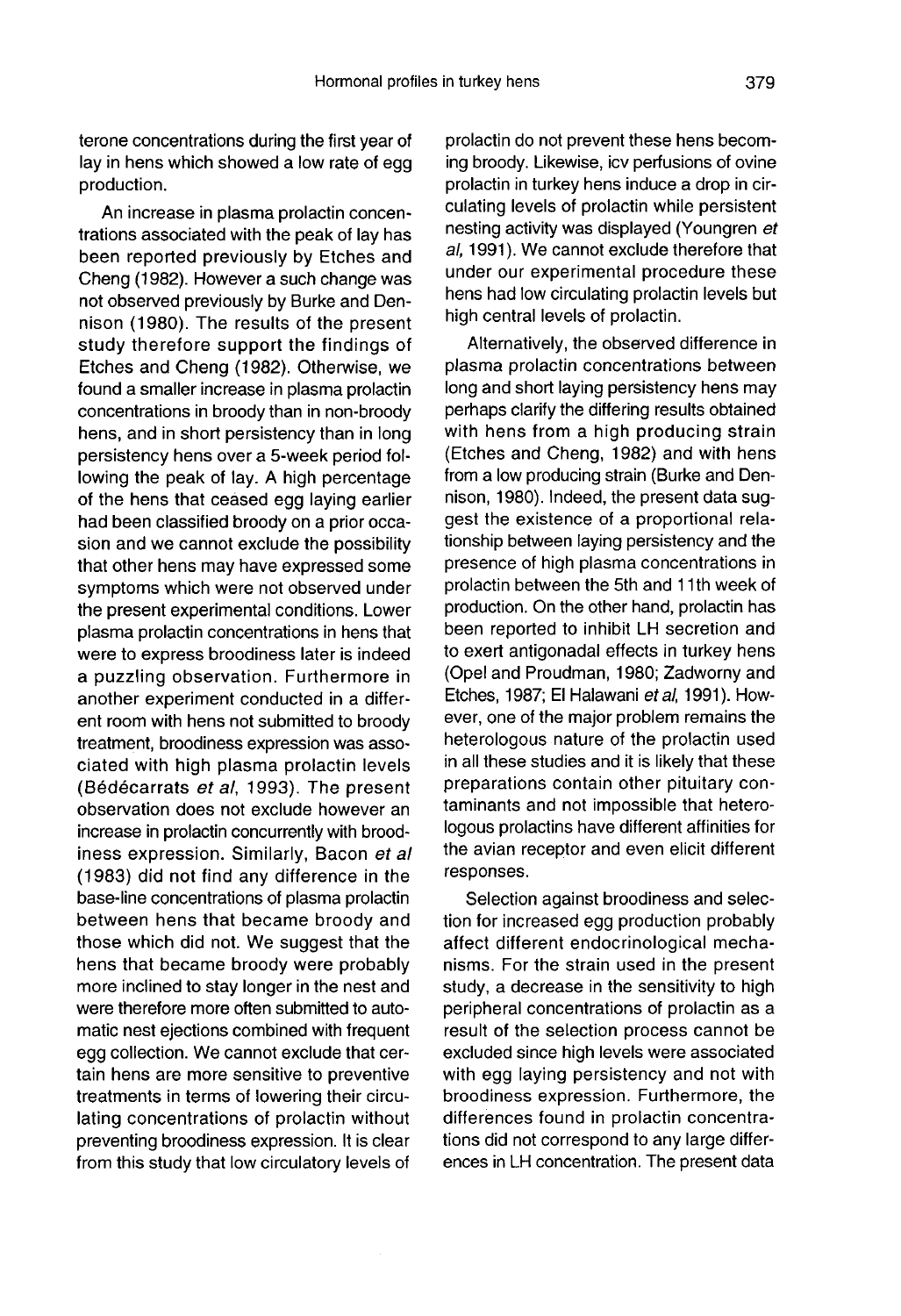terone concentrations during the first year of lay in hens which showed a low rate of egg production.

An increase in plasma prolactin concentrations associated with the peak of lay has been reported previously by Etches and Cheng (1982). However a such change was not observed previously by Burke and Dennison (1980). The results of the present study therefore support the findings of Etches and Cheng (1982). Otherwise, we found a smaller increase in plasma prolactin concentrations in broody than in non-broody hens, and in short persistency than in long persistency hens over a 5-week period following the peak of lay. A high percentage of the hens that ceased egg laying earlier had been classified broody on a prior occasion and we cannot exclude the possibility that other hens may have expressed some symptoms which were not observed under the present experimental conditions. Lower plasma prolactin concentrations in hens that were to express broodiness later is indeed a puzzling observation. Furthermore in another experiment conducted in a different room with hens not submitted to broody treatment, broodiness expression was associated with high plasma prolactin levels (Bédécarrats *et al*, 1993). The present observation does not exclude however an increase in prolactin concurrently with broodiness expression. Similarly, Bacon *et al* (1983) did not find any difference in the base-line concentrations of plasma prolactin between hens that became broody and those which did not. We suggest that the hens that became broody were probably more inclined to stay longer in the nest and were therefore more often submitted to automatic nest ejections combined with frequent egg collection. We cannot exclude that certain hens are more sensitive to preventive treatments in terms of lowering their circulating concentrations of prolactin without preventing broodiness expression. It is clear from this study that low circulatory levels of prolactin do not prevent these hens becoming broody. Likewise, icv perfusions of ovine prolactin in turkey hens induce a drop in circulating levels of prolactin while persistent nesting activity was displayed (Youngren *et al*, 1991). We cannot exclude therefore that under our experimental procedure these hens had low circulating prolactin levels but high central levels of prolactin.

Alternatively, the observed difference in plasma prolactin concentrations between long and short laying persistency hens may perhaps clarify the differing results obtained with hens from a high producing strain (Etches and Cheng, 1982) and with hens from a low producing strain (Burke and Dennison, 1980). Indeed, the present data suggest the existence of a proportional relationship between laying persistency and the presence of high plasma concentrations in prolactin between the 5th and 11th week of production. On the other hand, prolactin has been reported to inhibit LH secretion and to exert antigonadal effects in turkey hens (Opel and Proudman, 1980; Zadworny and Etches, 1987; El Halawani *et al*, 1991). However, one of the major problem remains the heterologous nature of the prolactin used in all these studies and it is likely that these preparations contain other pituitary contaminants and not impossible that heterologous prolactins have different affinities for the avian receptor and even elicit different responses.

Selection against broodiness and selection for increased egg production probably affect different endocrinological mechanisms. For the strain used in the present study, a decrease in the sensitivity to high peripheral concentrations of prolactin as a result of the selection process cannot be excluded since high levels were associated with egg laying persistency and not with broodiness expression. Furthermore, the differences found in prolactin concentrations did not correspond to any large differences in LH concentration. The present data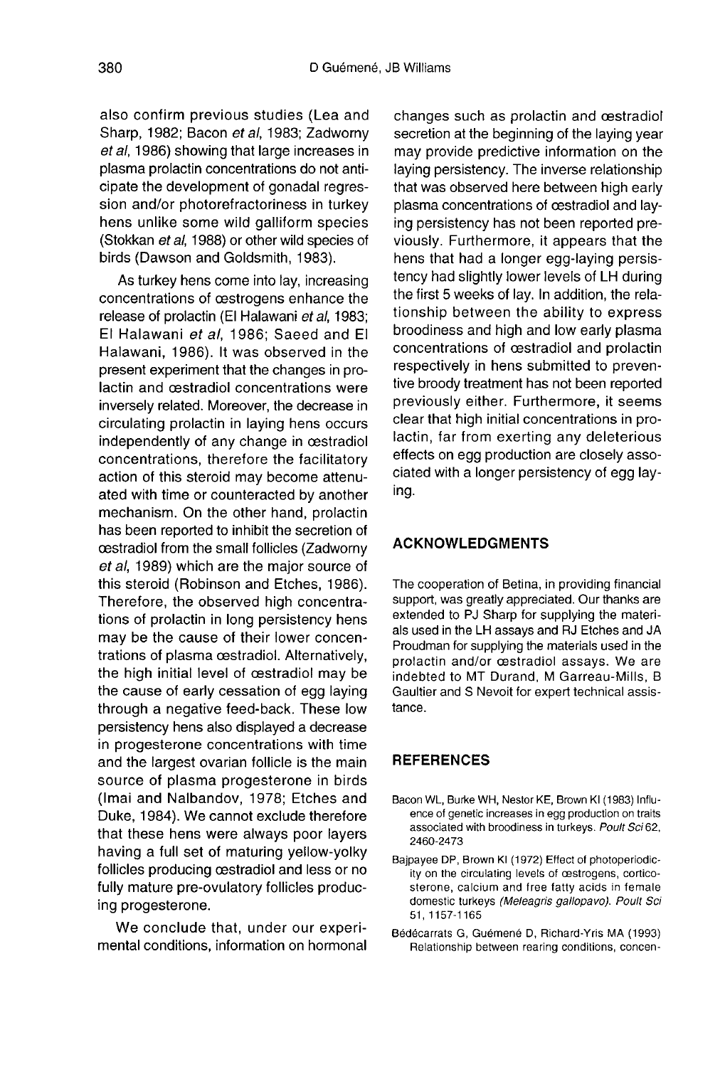also confirm previous studies (Lea and Sharp, 1982; Bacon *et al*, 1983; Zadworny *et al*, 1986) showing that large increases in plasma prolactin concentrations do not anticipate the development of gonadal regression and/or photorefractoriness in turkey hens unlike some wild galliform species (Stokkan *et al*, 1988) or other wild species of birds (Dawson and Goldsmith, 1983).

As turkey hens come into lay, increasing concentrations of œstrogens enhance the release of prolactin (El Halawani *et al*, 1983; El Halawani *et al*, 1986; Saeed and El Halawani, 1986). It was observed in the present experiment that the changes in prolactin and œstradiol concentrations were inversely related. Moreover, the decrease in circulating prolactin in laying hens occurs independently of any change in œstradiol concentrations, therefore the facilitatory action of this steroid may become attenuated with time or counteracted by another mechanism. On the other hand, prolactin has been reported to inhibit the secretion of œstradiol from the small follicles (Zadworny *et al*, 1989) which are the major source of this steroid (Robinson and Etches, 1986). Therefore, the observed high concentrations of prolactin in long persistency hens may be the cause of their lower concentrations of plasma œstradiol. Alternatively, the high initial level of œstradiol may be the cause of early cessation of egg laying through a negative feed-back. These low persistency hens also displayed a decrease in progesterone concentrations with time and the largest ovarian follicle is the main source of plasma progesterone in birds (Imai and Nalbandov, 1978; Etches and Duke, 1984). We cannot exclude therefore that these hens were always poor layers having a full set of maturing yellow-yolky follicles producing œstradiol and less or no fully mature pre-ovulatory follicles producing progesterone.

We conclude that, under our experimental conditions, information on hormonal changes such as prolactin and œstradiol secretion at the beginning of the laying year may provide predictive information on the laying persistency. The inverse relationship that was observed here between high early plasma concentrations of œstradiol and laying persistency has not been reported previously. Furthermore, it appears that the hens that had a longer egg-laying persistency had slightly lower levels of LH during the first 5 weeks of lay. In addition, the relationship between the ability to express broodiness and high and low early plasma concentrations of œstradiol and prolactin respectively in hens submitted to preventive broody treatment has not been reported previously either. Furthermore, it seems clear that high initial concentrations in prolactin, far from exerting any deleterious effects on egg production are closely associated with a longer persistency of egg laying.

## ACKNOWLEDGMENTS

The cooperation of Betina, in providing financial support, was greatly appreciated. Our thanks are extended to PJ Sharp for supplying the materials used in the LH assays and RJ Etches and JA Proudman for supplying the materials used in the prolactin and/or œstradiol assays. We are indebted to MT Durand, M Garreau-Mills, B Gaultier and S Nevoit for expert technical assistance.

## REFERENCES

Bacon WL, Burke WH, Nestor KE, Brown KI (1983) Influence of genetic increases in egg production on traits associated with broodiness in turkeys. *Poult Sci* 62, 2460-2473

Bajpayee DP, Brown KI (1972) Effect of photoperiodicity on the circulating levels of œstrogens, corticosterone, calcium and free fatty acids in female domestic turkeys *(Meleagris gallopavo)*. *Poult Sci* 51, 1157-1165

Bédécarrats G, Guémené D, Richard-Yris MA (1993) Relationship between rearing conditions, concen-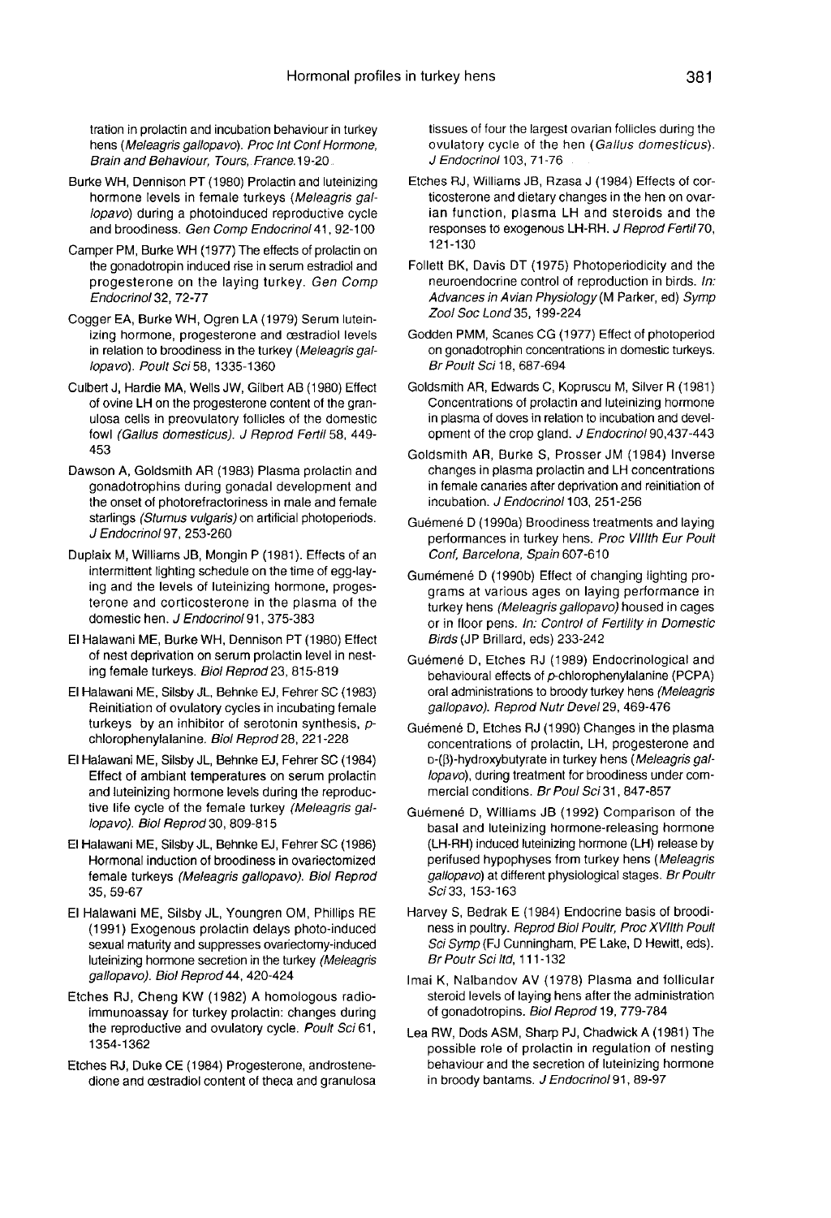tration in prolactin and incubation behaviour in turkey hens (*Meleagris gallopavo*). *Proc Int Conf Hormone, Brain and Behaviour, Tours, France.*19-20

Burke WH, Dennison PT (1980) Prolactin and luteinizing hormone levels in female turkeys (*Meleagris gallopavo*) during a photoinduced reproductive cycle and broodiness. *Gen Comp Endocrinol* 41, 92-100

Camper PM, Burke WH (1977) The effects of prolactin on the gonadotropin induced rise in serum estradiol and progesterone on the laying turkey. *Gen Comp Endocrinol* 32, 72-77

Cogger EA, Burke WH, Ogren LA (1979) Serum luteinizing hormone, progesterone and œstradiol levels in relation to broodiness in the turkey (*Meleagris gallopavo*). *Poult Sci* 58, 1335-1360

Culbert J, Hardie MA, Wells JW, Gilbert AB (1980) Effect of ovine LH on the progesterone content of the granulosa cells in preovulatory follicles of the domestic fowl (*Gallus domesticus*). *J Reprod Fertil* 58, 449-453

Dawson A, Goldsmith AR (1983) Plasma prolactin and gonadotrophins during gonadal development and the onset of photorefractoriness in male and female starlings (*Sturnus vulgaris*) on artificial photoperiods. *J Endocrinol* 97, 253-260

Duplaix M, Williams JB, Mongin P (1981). Effects of an intermittent lighting schedule on the time of egg-laying and the levels of luteinizing hormone, progesterone and corticosterone in the plasma of the domestic hen. *J Endocrinol* 91, 375-383

El Halawani ME, Burke WH, Dennison PT (1980) Effect of nest deprivation on serum prolactin level in nesting female turkeys. *Biol Reprod* 23, 815-819

El Halawani ME, Silsby JL, Behnke EJ, Fehrer SC (1983) Reinitiation of ovulatory cycles in incubating female turkeys by an inhibitor of serotonin synthesis, *p*-chlorophenylalanine. *Biol Reprod* 28, 221-228

El Halawani ME, Silsby JL, Behnke EJ, Fehrer SC (1984) Effect of ambiant temperatures on serum prolactin and luteinizing hormone levels during the reproductive life cycle of the female turkey (*Meleagris gallopavo*). *Biol Reprod* 30, 809-815

El Halawani ME, Silsby JL, Behnke EJ, Fehrer SC (1986) Hormonal induction of broodiness in ovariectomized female turkeys (*Meleagris gallopavo*). *Biol Reprod* 35, 59-67

El Halawani ME, Silsby JL, Youngren OM, Phillips RE (1991) Exogenous prolactin delays photo-induced sexual maturity and suppresses ovariectomy-induced luteinizing hormone secretion in the turkey (*Meleagris gallopavo*). *Biol Reprod* 44, 420-424

Etches RJ, Cheng KW (1982) A homologous radioimmunoassay for turkey prolactin: changes during the reproductive and ovulatory cycle. *Poult Sci* 61, 1354-1362

Etches RJ, Duke CE (1984) Progesterone, androstenedione and œstradiol content of theca and granulosa tissues of four the largest ovarian follicles during the ovulatory cycle of the hen (*Gallus domesticus*). *J Endocrinol* 103, 71-76

Etches RJ, Williams JB, Rzasa J (1984) Effects of corticosterone and dietary changes in the hen on ovarian function, plasma LH and steroids and the responses to exogenous LH-RH. *J Reprod Fertil* 70, 121-130

Follett BK, Davis DT (1975) Photoperiodicity and the neuroendocrine control of reproduction in birds. *In: Advances in Avian Physiology* (M Parker, ed) *Symp Zool Soc Lond* 35, 199-224

Godden PMM, Scanes CG (1977) Effect of photoperiod on gonadotrophin concentrations in domestic turkeys. *Br Poult Sci* 18, 687-694

Goldsmith AR, Edwards C, Kopruscu M, Silver R (1981) Concentrations of prolactin and luteinizing hormone in plasma of doves in relation to incubation and development of the crop gland. *J Endocrinol* 90,437-443

Goldsmith AR, Burke S, Prosser JM (1984) Inverse changes in plasma prolactin and LH concentrations in female canaries after deprivation and reinitiation of incubation. *J Endocrinol* 103, 251-256

Guémené D (1990a) Broodiness treatments and laying performances in turkey hens. *Proc VIIIth Eur Poult Conf, Barcelona, Spain* 607-610

Guménené D (1990b) Effect of changing lighting programs at various ages on laying performance in turkey hens (*Meleagris gallopavo*) housed in cages or in floor pens. *In: Control of Fertility in Domestic Birds* (JP Brillard, eds) 233-242

Guémené D, Etches RJ (1989) Endocrinological and behavioural effects of *p*-chlorophenylalanine (PCPA) oral administrations to broody turkey hens (*Meleagris gallopavo*). *Reprod Nutr Devel* 29, 469-476

Guémené D, Etches RJ (1990) Changes in the plasma concentrations of prolactin, LH, progesterone and D-(β)-hydroxybutyrate in turkey hens (*Meleagris gallopavo*), during treatment for broodiness under commercial conditions. *Br Poul Sci* 31, 847-857

Guémené D, Williams JB (1992) Comparison of the basal and luteinizing hormone-releasing hormone (LH-RH) induced luteinizing hormone (LH) release by perifused hypophyses from turkey hens (*Meleagris gallopavo*) at different physiological stages. *Br Poultr Sci* 33, 153-163

Harvey S, Bedrak E (1984) Endocrine basis of broodiness in poultry. *Reprod Biol Poultr, Proc XVIIth Poult Sci Symp* (FJ Cunningham, PE Lake, D Hewitt, eds). *Br Poutr Sci ltd*, 111-132

Imai K, Nalbandov AV (1978) Plasma and follicular steroid levels of laying hens after the administration of gonadotropins. *Biol Reprod* 19, 779-784

Lea RW, Dods ASM, Sharp PJ, Chadwick A (1981) The possible role of prolactin in regulation of nesting behaviour and the secretion of luteinizing hormone in broody bantams. *J Endocrinol* 91, 89-97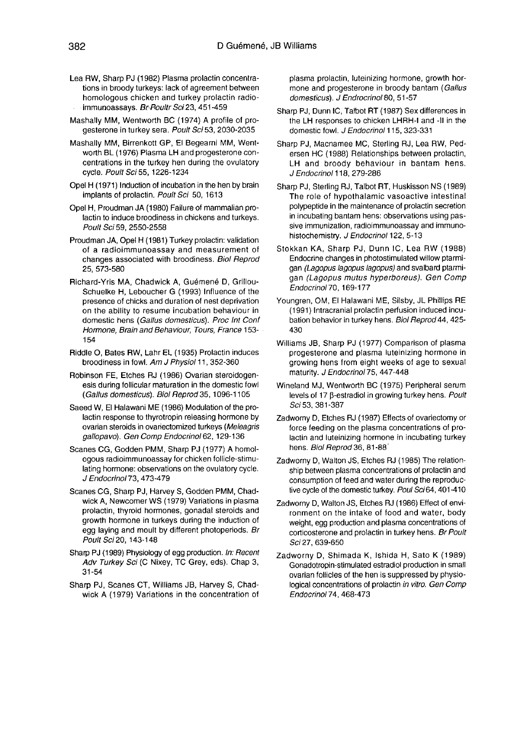Lea RW, Sharp PJ (1982) Plasma prolactin concentrations in broody turkeys: lack of agreement between homologous chicken and turkey prolactin radioimmunoassays. *Br Poultr Sci* 23, 451-459

Mashally MM, Wentworth BC (1974) A profile of progesterone in turkey sera. *Poult Sci* 53, 2030-2035

Mashally MM, Birrenkott GP, El Begearni MM, Wentworth BL (1976) Plasma LH and progesterone concentrations in the turkey hen during the ovulatory cycle. *Poult Sci* 55, 1226-1234

Opel H (1971) Induction of incubation in the hen by brain implants of prolactin. *Poult Sci* 50, 1613

Opel H, Proudman JA (1980) Failure of mammalian prolactin to induce broodiness in chickens and turkeys. *Poult Sci* 59, 2550-2558

Proudman JA, Opel H (1981) Turkey prolactin: validation of a radioimmunoassay and measurement of changes associated with broodiness. *Biol Reprod* 25, 573-580

Richard-Yris MA, Chadwick A, Guémené D, Grillou-Schuelke H, Leboucher G (1993) Influence of the presence of chicks and duration of nest deprivation on the ability to resume incubation behaviour in domestic hens (*Gallus domesticus*). *Proc Int Conf Hormone, Brain and Behaviour, Tours, France* 153-154

Riddle O, Bates RW, Lahr EL (1935) Prolactin induces broodiness in fowl. *Am J Physiol* 11, 352-360

Robinson FE, Etches RJ (1986) Ovarian steroidogenesis during follicular maturation in the domestic fowl (*Gallus domesticus*). *Biol Reprod* 35, 1096-1105

Saeed W, El Halawani ME (1986) Modulation of the prolactin response to thyrotropin releasing hormone by ovarian steroids in ovariectomized turkeys (*Meleagris gallopavo*). *Gen Comp Endocrinol* 62, 129-136

Scanes CG, Godden PMM, Sharp PJ (1977) A homologous radioimmunoassay for chicken follicle-stimulating hormone: observations on the ovulatory cycle. *J Endocrinol* 73, 473-479

Scanes CG, Sharp PJ, Harvey S, Godden PMM, Chadwick A, Newcomer WS (1979) Variations in plasma prolactin, thyroid hormones, gonadal steroids and growth hormone in turkeys during the induction of egg laying and moult by different photoperiods. *Br Poult Sci* 20, 143-148

Sharp PJ (1989) Physiology of egg production. *In: Recent Adv Turkey Sci* (C Nixey, TC Grey, eds). Chap 3, 31-54

Sharp PJ, Scanes CT, Williams JB, Harvey S, Chadwick A (1979) Variations in the concentration of plasma prolactin, luteinizing hormone, growth hormone and progesterone in broody bantam (*Gallus domesticus*). *J Endrocrinol* 80, 51-57

Sharp PJ, Dunn IC, Talbot RT (1987) Sex differences in the LH responses to chicken LHRH-I and -II in the domestic fowl. *J Endocrinol* 115, 323-331

Sharp PJ, Macnamee MC, Sterling RJ, Lea RW, Pedersen HC (1988) Relationships between prolactin, LH and broody behaviour in bantam hens. *J Endocrinol* 118, 279-286

Sharp PJ, Sterling RJ, Talbot RT, Huskisson NS (1989) The role of hypothalamic vasoactive intestinal polypeptide in the maintenance of prolactin secretion in incubating bantam hens: observations using passive immunization, radioimmunoassay and immunohistochemistry. *J Endocrinol* 122, 5-13

Stokkan KA, Sharp PJ, Dunn IC, Lea RW (1988) Endocrine changes in photostimulated willow ptarmigan (*Lagopus lagopus lagopus*) and svalbard ptarmigan (*Lagopus mutus hyperboreus*). *Gen Comp Endocrinol* 70, 169-177

Youngren, OM, El Halawani ME, Silsby, JL Phillips RE (1991) Intracranial prolactin perfusion induced incubation behavior in turkey hens. *Biol Reprod* 44, 425-430

Williams JB, Sharp PJ (1977) Comparison of plasma progesterone and plasma luteinizing hormone in growing hens from eight weeks of age to sexual maturity. *J Endocrinol* 75, 447-448

Wineland MJ, Wentworth BC (1975) Peripheral serum levels of 17 β-estradiol in growing turkey hens. *Poult Sci* 53, 381-387

Zadworny D, Etches RJ (1987) Effects of ovariectomy or force feeding on the plasma concentrations of prolactin and luteinizing hormone in incubating turkey hens. *Biol Reprod* 36, 81-88

Zadworny D, Walton JS, Etches RJ (1985) The relationship between plasma concentrations of prolactin and consumption of feed and water during the reproductive cycle of the domestic turkey. *Poul Sci* 64, 401-410

Zadworny D, Walton JS, Etches RJ (1986) Effect of environment on the intake of food and water, body weight, egg production and plasma concentrations of corticosterone and prolactin in turkey hens. *Br Poult Sci* 27, 639-650

Zadworny D, Shimada K, Ishida H, Sato K (1989) Gonadotropin-stimulated estradiol production in small ovarian follicles of the hen is suppressed by physiological concentrations of prolactin *in vitro*. *Gen Comp Endocrinol* 74, 468-473